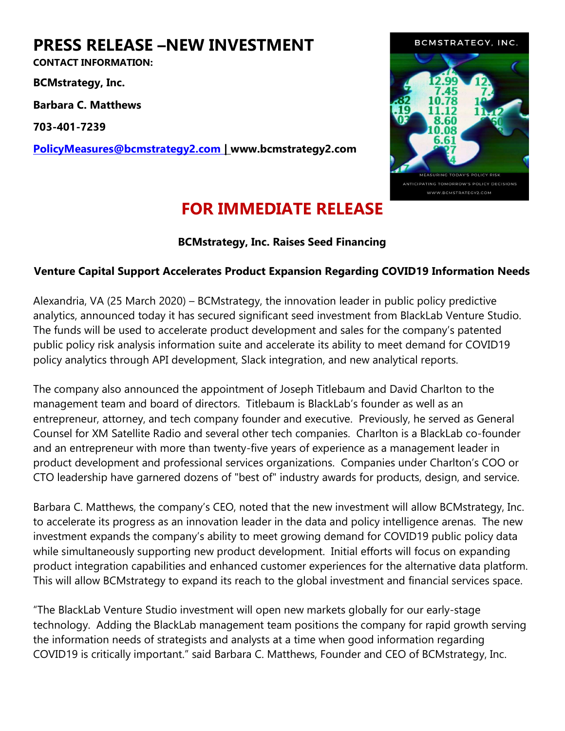# PRESS RELEASE –NEW INVESTMENT

**CONTACT INFORMATION:**

**BCMstrategy, Inc.**

**Barbara C. Matthews**

**703-401-7239**

**PolicyMeasures@bcmstrategy2.com | www.bcmstrategy2.com**

## FOR IMMEDIATE RELEASE

### BCMstrategy, Inc. Raises Seed Financing

**Venture Capital Support Accelerates Product Expansion Regarding COVID19 Information Needs**

Alexandria, VA (25 March 2020) – BCMstrategy, the innovation leader in public policy predictive analytics, announced today it has secured significant seed investment from BlackLab Venture Studio. The funds will be used to accelerate product development and sales for the company's patented public policy risk analysis information suite and accelerate its ability to meet demand for COVID19 policy analytics through API development, Slack integration, and new analytical reports.

The company also announced the appointment of Joseph Titlebaum and David Charlton to the management team and board of directors. Titlebaum is BlackLab's founder as well as an entrepreneur, attorney, and tech company founder and executive. Previously, he served as General Counsel for XM Satellite Radio and several other tech companies. Charlton is a BlackLab co-founder and an entrepreneur with more than twenty-five years of experience as a management leader in product development and professional services organizations. Companies under Charlton's COO or CTO leadership have garnered dozens of "best of" industry awards for products, design, and service.

Barbara C. Matthews, the company's CEO, noted that the new investment will allow BCMstrategy, Inc. to accelerate its progress as an innovation leader in the data and policy intelligence arenas. The new investment expands the company's ability to meet growing demand for COVID19 public policy data while simultaneously supporting new product development. Initial efforts will focus on expanding product integration capabilities and enhanced customer experiences for the alternative data platform. This will allow BCMstrategy to expand its reach to the global investment and financial services space.

"The BlackLab Venture Studio investment will open new markets globally for our early-stage technology. Adding the BlackLab management team positions the company for rapid growth serving the information needs of strategists and analysts at a time when good information regarding COVID19 is critically important." said Barbara C. Matthews, Founder and CEO of BCMstrategy, Inc.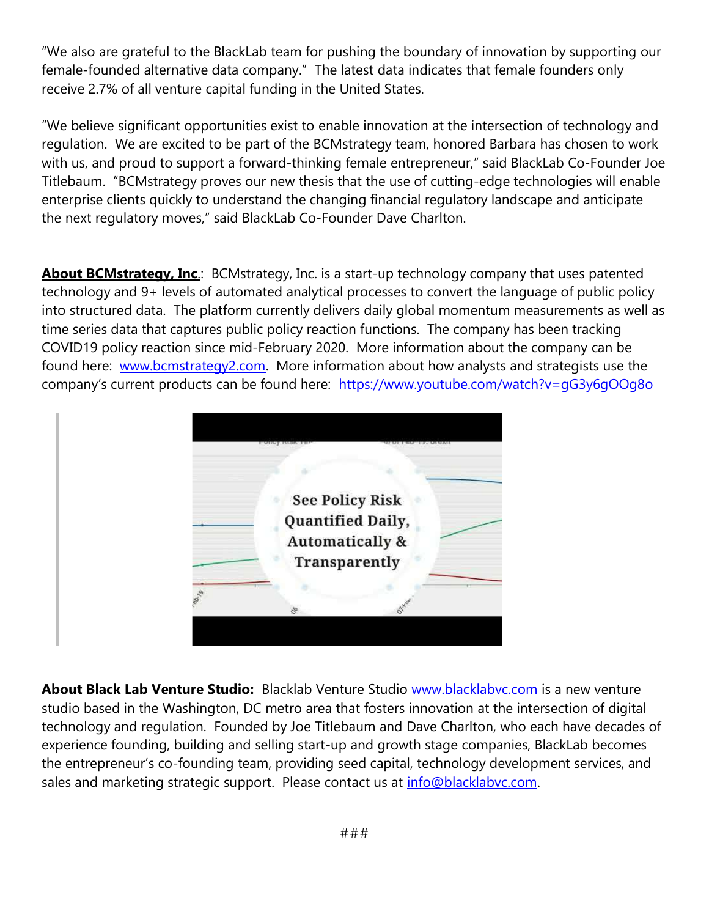"We also are grateful to the BlackLab team for pushing the boundary of innovation by supporting our female-founded alternative data company." The latest data indicates that female founders only receive 2.7% of all venture capital funding in the United States.

"We believe significant opportunities exist to enable innovation at the intersection of technology and regulation. We are excited to be part of the BCMstrategy team, honored Barbara has chosen to work with us, and proud to support a forward-thinking female entrepreneur," said BlackLab Co-Founder Joe Titlebaum. "BCMstrategy proves our new thesis that the use of cutting-edge technologies will enable enterprise clients quickly to understand the changing financial regulatory landscape and anticipate the next regulatory moves," said BlackLab Co-Founder Dave Charlton.

**About BCMstrategy, Inc.**: BCMstrategy, Inc. is a start-up technology company that uses patented technology and 9+ levels of automated analytical processes to convert the language of public policy into structured data. The platform currently delivers daily global momentum measurements as well as time series data that captures public policy reaction functions. The company has been tracking COVID19 policy reaction since mid-February 2020. More information about the company can be found here: www.bcmstrategy2.com. More information about how analysts and strategists use the company's current products can be found here: https://www.youtube.com/watch?v=gG3y6gOOg8o

See Policy Risk Quantified Daily, Automatically & Transparently

**About Black Lab Venture Studio:** Blacklab Venture Studio www.blacklabvc.com is a new venture studio based in the Washington, DC metro area that fosters innovation at the intersection of digital technology and regulation. Founded by Joe Titlebaum and Dave Charlton, who each have decades of experience founding, building and selling start-up and growth stage companies, BlackLab becomes the entrepreneur's co-founding team, providing seed capital, technology development services, and sales and marketing strategic support. Please contact us at info@blacklabvc.com.

###